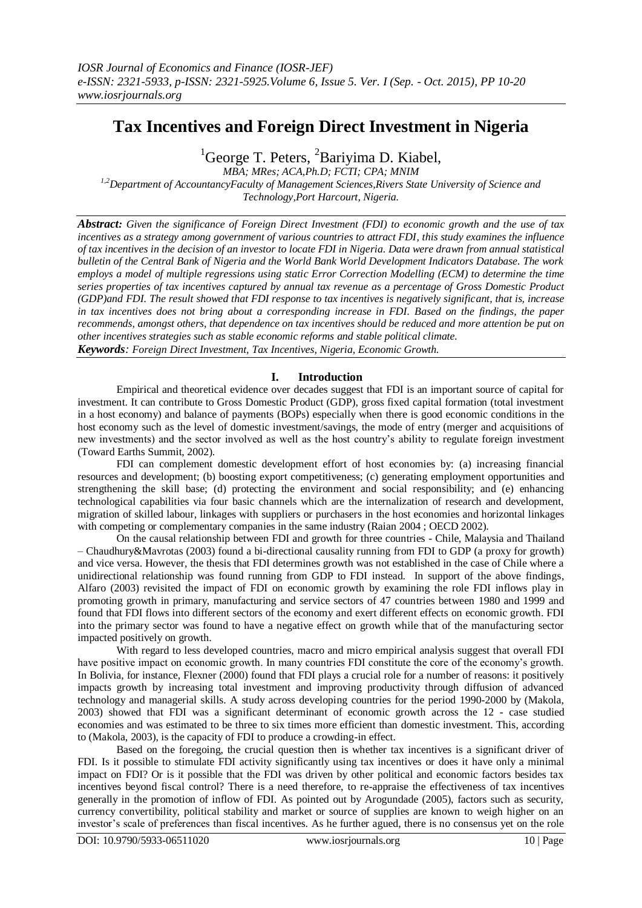# Tax Incentives and Foreign Direct Investment in Nigeria

[1]George T. Peters, [2]Bariyima D. Kiabel,

*MBA; MRes; ACA,Ph.D; FCTI; CPA; MNIM*

*[1,2]Department of AccountancyFaculty of Management Sciences,Rivers State University of Science and Technology,Port Harcourt, Nigeria.*

***Abstract:*** *Given the significance of Foreign Direct Investment (FDI) to economic growth and the use of tax incentives as a strategy among government of various countries to attract FDI, this study examines the influence of tax incentives in the decision of an investor to locate FDI in Nigeria. Data were drawn from annual statistical bulletin of the Central Bank of Nigeria and the World Bank World Development Indicators Database. The work employs a model of multiple regressions using static Error Correction Modelling (ECM) to determine the time series properties of tax incentives captured by annual tax revenue as a percentage of Gross Domestic Product (GDP)and FDI. The result showed that FDI response to tax incentives is negatively significant, that is, increase in tax incentives does not bring about a corresponding increase in FDI. Based on the findings, the paper recommends, amongst others, that dependence on tax incentives should be reduced and more attention be put on other incentives strategies such as stable economic reforms and stable political climate.*

***Keywords****: Foreign Direct Investment, Tax Incentives, Nigeria, Economic Growth.*

## I. Introduction

Empirical and theoretical evidence over decades suggest that FDI is an important source of capital for investment. It can contribute to Gross Domestic Product (GDP), gross fixed capital formation (total investment in a host economy) and balance of payments (BOPs) especially when there is good economic conditions in the host economy such as the level of domestic investment/savings, the mode of entry (merger and acquisitions of new investments) and the sector involved as well as the host country's ability to regulate foreign investment (Toward Earths Summit, 2002).

FDI can complement domestic development effort of host economies by: (a) increasing financial resources and development; (b) boosting export competitiveness; (c) generating employment opportunities and strengthening the skill base; (d) protecting the environment and social responsibility; and (e) enhancing technological capabilities via four basic channels which are the internalization of research and development, migration of skilled labour, linkages with suppliers or purchasers in the host economies and horizontal linkages with competing or complementary companies in the same industry (Raian 2004 ; OECD 2002).

On the causal relationship between FDI and growth for three countries - Chile, Malaysia and Thailand – Chaudhury&Mavrotas (2003) found a bi-directional causality running from FDI to GDP (a proxy for growth) and vice versa. However, the thesis that FDI determines growth was not established in the case of Chile where a unidirectional relationship was found running from GDP to FDI instead. In support of the above findings, Alfaro (2003) revisited the impact of FDI on economic growth by examining the role FDI inflows play in promoting growth in primary, manufacturing and service sectors of 47 countries between 1980 and 1999 and found that FDI flows into different sectors of the economy and exert different effects on economic growth. FDI into the primary sector was found to have a negative effect on growth while that of the manufacturing sector impacted positively on growth.

With regard to less developed countries, macro and micro empirical analysis suggest that overall FDI have positive impact on economic growth. In many countries FDI constitute the core of the economy's growth. In Bolivia, for instance, Flexner (2000) found that FDI plays a crucial role for a number of reasons: it positively impacts growth by increasing total investment and improving productivity through diffusion of advanced technology and managerial skills. A study across developing countries for the period 1990-2000 by (Makola, 2003) showed that FDI was a significant determinant of economic growth across the 12 - case studied economies and was estimated to be three to six times more efficient than domestic investment. This, according to (Makola, 2003), is the capacity of FDI to produce a crowding-in effect.

Based on the foregoing, the crucial question then is whether tax incentives is a significant driver of FDI. Is it possible to stimulate FDI activity significantly using tax incentives or does it have only a minimal impact on FDI? Or is it possible that the FDI was driven by other political and economic factors besides tax incentives beyond fiscal control? There is a need therefore, to re-appraise the effectiveness of tax incentives generally in the promotion of inflow of FDI. As pointed out by Arogundade (2005), factors such as security, currency convertibility, political stability and market or source of supplies are known to weigh higher on an investor's scale of preferences than fiscal incentives. As he further agued, there is no consensus yet on the role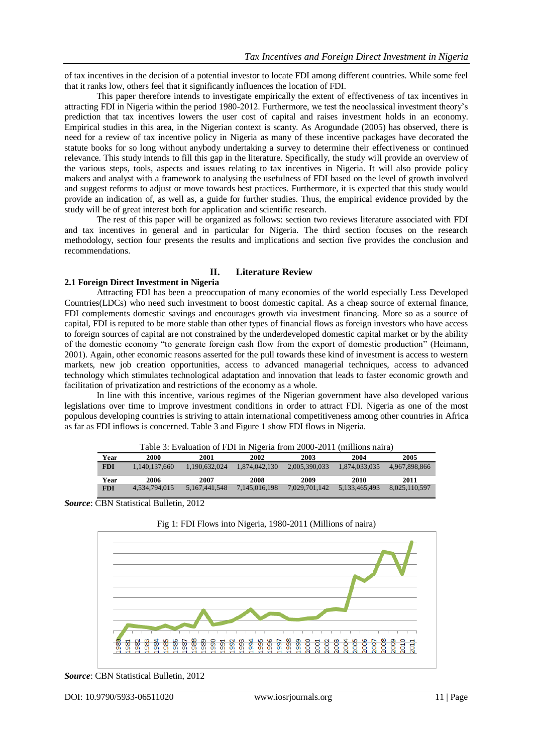of tax incentives in the decision of a potential investor to locate FDI among different countries. While some feel that it ranks low, others feel that it significantly influences the location of FDI.

This paper therefore intends to investigate empirically the extent of effectiveness of tax incentives in attracting FDI in Nigeria within the period 1980-2012. Furthermore, we test the neoclassical investment theory's prediction that tax incentives lowers the user cost of capital and raises investment holds in an economy. Empirical studies in this area, in the Nigerian context is scanty. As Arogundade (2005) has observed, there is need for a review of tax incentive policy in Nigeria as many of these incentive packages have decorated the statute books for so long without anybody undertaking a survey to determine their effectiveness or continued relevance. This study intends to fill this gap in the literature. Specifically, the study will provide an overview of the various steps, tools, aspects and issues relating to tax incentives in Nigeria. It will also provide policy makers and analyst with a framework to analysing the usefulness of FDI based on the level of growth involved and suggest reforms to adjust or move towards best practices. Furthermore, it is expected that this study would provide an indication of, as well as, a guide for further studies. Thus, the empirical evidence provided by the study will be of great interest both for application and scientific research.

The rest of this paper will be organized as follows: section two reviews literature associated with FDI and tax incentives in general and in particular for Nigeria. The third section focuses on the research methodology, section four presents the results and implications and section five provides the conclusion and recommendations.

## II. Literature Review

### 2.1 Foreign Direct Investment in Nigeria

Attracting FDI has been a preoccupation of many economies of the world especially Less Developed Countries(LDCs) who need such investment to boost domestic capital. As a cheap source of external finance, FDI complements domestic savings and encourages growth via investment financing. More so as a source of capital, FDI is reputed to be more stable than other types of financial flows as foreign investors who have access to foreign sources of capital are not constrained by the underdeveloped domestic capital market or by the ability of the domestic economy "to generate foreign cash flow from the export of domestic production" (Heimann, 2001). Again, other economic reasons asserted for the pull towards these kind of investment is access to western markets, new job creation opportunities, access to advanced managerial techniques, access to advanced technology which stimulates technological adaptation and innovation that leads to faster economic growth and facilitation of privatization and restrictions of the economy as a whole.

In line with this incentive, various regimes of the Nigerian government have also developed various legislations over time to improve investment conditions in order to attract FDI. Nigeria as one of the most populous developing countries is striving to attain international competitiveness among other countries in Africa as far as FDI inflows is concerned. Table 3 and Figure 1 show FDI flows in Nigeria.

Table 3: Evaluation of FDI in Nigeria from 2000-2011 (millions naira)

| Year | 2000 | 2001 | 2002 | 2003 | 2004 | 2005 |
|---|---|---|---|---|---|---|
| FDI | 1,140,137,660 | 1,190,632,024 | 1,874,042,130 | 2,005,390,033 | 1,874,033,035 | 4,967,898,866 |
| **Year** | **2006** | **2007** | **2008** | **2009** | **2010** | **2011** |
| FDI | 4,534,794,015 | 5,167,441,548 | 7,145,016,198 | 7,029,701,142 | 5,133,465,493 | 8,025,110,597 |

***Source***: CBN Statistical Bulletin, 2012

Fig 1: FDI Flows into Nigeria, 1980-2011 (Millions of naira)

***Source***: CBN Statistical Bulletin, 2012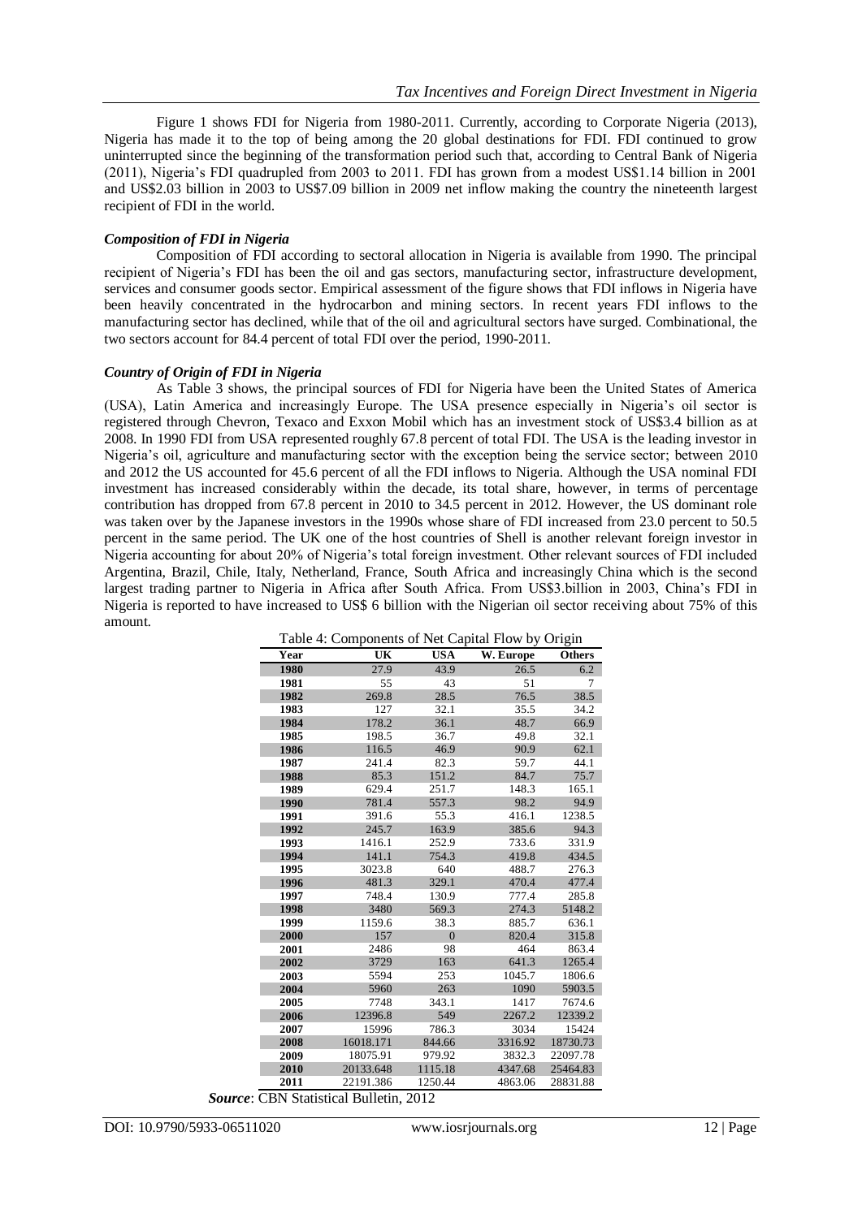Figure 1 shows FDI for Nigeria from 1980-2011. Currently, according to Corporate Nigeria (2013), Nigeria has made it to the top of being among the 20 global destinations for FDI. FDI continued to grow uninterrupted since the beginning of the transformation period such that, according to Central Bank of Nigeria (2011), Nigeria's FDI quadrupled from 2003 to 2011. FDI has grown from a modest US$1.14 billion in 2001 and US$2.03 billion in 2003 to US$7.09 billion in 2009 net inflow making the country the nineteenth largest recipient of FDI in the world.

### *Composition of FDI in Nigeria*

Composition of FDI according to sectoral allocation in Nigeria is available from 1990. The principal recipient of Nigeria's FDI has been the oil and gas sectors, manufacturing sector, infrastructure development, services and consumer goods sector. Empirical assessment of the figure shows that FDI inflows in Nigeria have been heavily concentrated in the hydrocarbon and mining sectors. In recent years FDI inflows to the manufacturing sector has declined, while that of the oil and agricultural sectors have surged. Combinational, the two sectors account for 84.4 percent of total FDI over the period, 1990-2011.

### *Country of Origin of FDI in Nigeria*

As Table 3 shows, the principal sources of FDI for Nigeria have been the United States of America (USA), Latin America and increasingly Europe. The USA presence especially in Nigeria's oil sector is registered through Chevron, Texaco and Exxon Mobil which has an investment stock of US$3.4 billion as at 2008. In 1990 FDI from USA represented roughly 67.8 percent of total FDI. The USA is the leading investor in Nigeria's oil, agriculture and manufacturing sector with the exception being the service sector; between 2010 and 2012 the US accounted for 45.6 percent of all the FDI inflows to Nigeria. Although the USA nominal FDI investment has increased considerably within the decade, its total share, however, in terms of percentage contribution has dropped from 67.8 percent in 2010 to 34.5 percent in 2012. However, the US dominant role was taken over by the Japanese investors in the 1990s whose share of FDI increased from 23.0 percent to 50.5 percent in the same period. The UK one of the host countries of Shell is another relevant foreign investor in Nigeria accounting for about 20% of Nigeria's total foreign investment. Other relevant sources of FDI included Argentina, Brazil, Chile, Italy, Netherland, France, South Africa and increasingly China which is the second largest trading partner to Nigeria in Africa after South Africa. From US$3.billion in 2003, China's FDI in Nigeria is reported to have increased to US$ 6 billion with the Nigerian oil sector receiving about 75% of this amount.

Table 4: Components of Net Capital Flow by Origin

| Year | UK | USA | W. Europe | Others |
|---|---|---|---|---|
| 1980 | 27.9 | 43.9 | 26.5 | 6.2 |
| 1981 | 55 | 43 | 51 | 7 |
| 1982 | 269.8 | 28.5 | 76.5 | 38.5 |
| 1983 | 127 | 32.1 | 35.5 | 34.2 |
| 1984 | 178.2 | 36.1 | 48.7 | 66.9 |
| 1985 | 198.5 | 36.7 | 49.8 | 32.1 |
| 1986 | 116.5 | 46.9 | 90.9 | 62.1 |
| 1987 | 241.4 | 82.3 | 59.7 | 44.1 |
| 1988 | 85.3 | 151.2 | 84.7 | 75.7 |
| 1989 | 629.4 | 251.7 | 148.3 | 165.1 |
| 1990 | 781.4 | 557.3 | 98.2 | 94.9 |
| 1991 | 391.6 | 55.3 | 416.1 | 1238.5 |
| 1992 | 245.7 | 163.9 | 385.6 | 94.3 |
| 1993 | 1416.1 | 252.9 | 733.6 | 331.9 |
| 1994 | 141.1 | 754.3 | 419.8 | 434.5 |
| 1995 | 3023.8 | 640 | 488.7 | 276.3 |
| 1996 | 481.3 | 329.1 | 470.4 | 477.4 |
| 1997 | 748.4 | 130.9 | 777.4 | 285.8 |
| 1998 | 3480 | 569.3 | 274.3 | 5148.2 |
| 1999 | 1159.6 | 38.3 | 885.7 | 636.1 |
| 2000 | 157 | 0 | 820.4 | 315.8 |
| 2001 | 2486 | 98 | 464 | 863.4 |
| 2002 | 3729 | 163 | 641.3 | 1265.4 |
| 2003 | 5594 | 253 | 1045.7 | 1806.6 |
| 2004 | 5960 | 263 | 1090 | 5903.5 |
| 2005 | 7748 | 343.1 | 1417 | 7674.6 |
| 2006 | 12396.8 | 549 | 2267.2 | 12339.2 |
| 2007 | 15996 | 786.3 | 3034 | 15424 |
| 2008 | 16018.171 | 844.66 | 3316.92 | 18730.73 |
| 2009 | 18075.91 | 979.92 | 3832.3 | 22097.78 |
| 2010 | 20133.648 | 1115.18 | 4347.68 | 25464.83 |
| 2011 | 22191.386 | 1250.44 | 4863.06 | 28831.88 |

***Source***: CBN Statistical Bulletin, 2012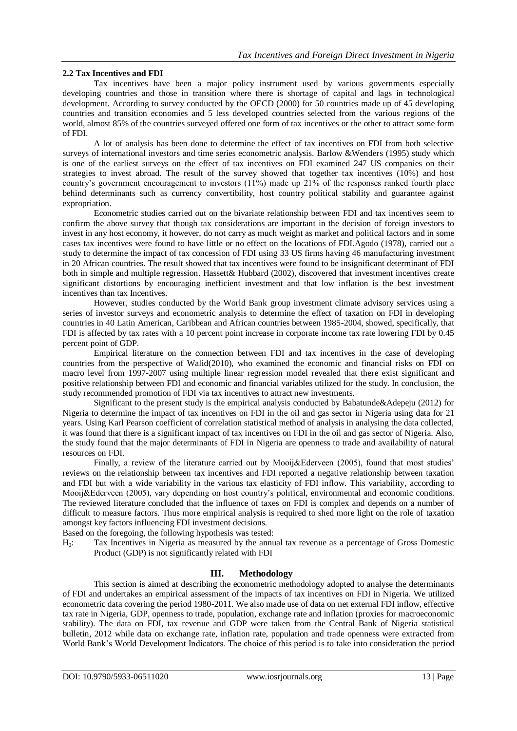### 2.2 Tax Incentives and FDI

Tax incentives have been a major policy instrument used by various governments especially developing countries and those in transition where there is shortage of capital and lags in technological development. According to survey conducted by the OECD (2000) for 50 countries made up of 45 developing countries and transition economies and 5 less developed countries selected from the various regions of the world, almost 85% of the countries surveyed offered one form of tax incentives or the other to attract some form of FDI.

A lot of analysis has been done to determine the effect of tax incentives on FDI from both selective surveys of international investors and time series econometric analysis. Barlow &Wenders (1995) study which is one of the earliest surveys on the effect of tax incentives on FDI examined 247 US companies on their strategies to invest abroad. The result of the survey showed that together tax incentives (10%) and host country's government encouragement to investors (11%) made up 21% of the responses ranked fourth place behind determinants such as currency convertibility, host country political stability and guarantee against expropriation.

Econometric studies carried out on the bivariate relationship between FDI and tax incentives seem to confirm the above survey that though tax considerations are important in the decision of foreign investors to invest in any host economy, it however, do not carry as much weight as market and political factors and in some cases tax incentives were found to have little or no effect on the locations of FDI.Agodo (1978), carried out a study to determine the impact of tax concession of FDI using 33 US firms having 46 manufacturing investment in 20 African countries. The result showed that tax incentives were found to be insignificant determinant of FDI both in simple and multiple regression. Hassett& Hubbard (2002), discovered that investment incentives create significant distortions by encouraging inefficient investment and that low inflation is the best investment incentives than tax Incentives.

However, studies conducted by the World Bank group investment climate advisory services using a series of investor surveys and econometric analysis to determine the effect of taxation on FDI in developing countries in 40 Latin American, Caribbean and African countries between 1985-2004, showed, specifically, that FDI is affected by tax rates with a 10 percent point increase in corporate income tax rate lowering FDI by 0.45 percent point of GDP.

Empirical literature on the connection between FDI and tax incentives in the case of developing countries from the perspective of Walid(2010), who examined the economic and financial risks on FDI on macro level from 1997-2007 using multiple linear regression model revealed that there exist significant and positive relationship between FDI and economic and financial variables utilized for the study. In conclusion, the study recommended promotion of FDI via tax incentives to attract new investments.

Significant to the present study is the empirical analysis conducted by Babatunde&Adepeju (2012) for Nigeria to determine the impact of tax incentives on FDI in the oil and gas sector in Nigeria using data for 21 years. Using Karl Pearson coefficient of correlation statistical method of analysis in analysing the data collected, it was found that there is a significant impact of tax incentives on FDI in the oil and gas sector of Nigeria. Also, the study found that the major determinants of FDI in Nigeria are openness to trade and availability of natural resources on FDI.

Finally, a review of the literature carried out by Mooij&Ederveen (2005), found that most studies' reviews on the relationship between tax incentives and FDI reported a negative relationship between taxation and FDI but with a wide variability in the various tax elasticity of FDI inflow. This variability, according to Mooij&Ederveen (2005), vary depending on host country's political, environmental and economic conditions. The reviewed literature concluded that the influence of taxes on FDI is complex and depends on a number of difficult to measure factors. Thus more empirical analysis is required to shed more light on the role of taxation amongst key factors influencing FDI investment decisions.

Based on the foregoing, the following hypothesis was tested:

$H_0$: Tax Incentives in Nigeria as measured by the annual tax revenue as a percentage of Gross Domestic Product (GDP) is not significantly related with FDI

## III. Methodology

This section is aimed at describing the econometric methodology adopted to analyse the determinants of FDI and undertakes an empirical assessment of the impacts of tax incentives on FDI in Nigeria. We utilized econometric data covering the period 1980-2011. We also made use of data on net external FDI inflow, effective tax rate in Nigeria, GDP, openness to trade, population, exchange rate and inflation (proxies for macroeconomic stability). The data on FDI, tax revenue and GDP were taken from the Central Bank of Nigeria statistical bulletin, 2012 while data on exchange rate, inflation rate, population and trade openness were extracted from World Bank's World Development Indicators. The choice of this period is to take into consideration the period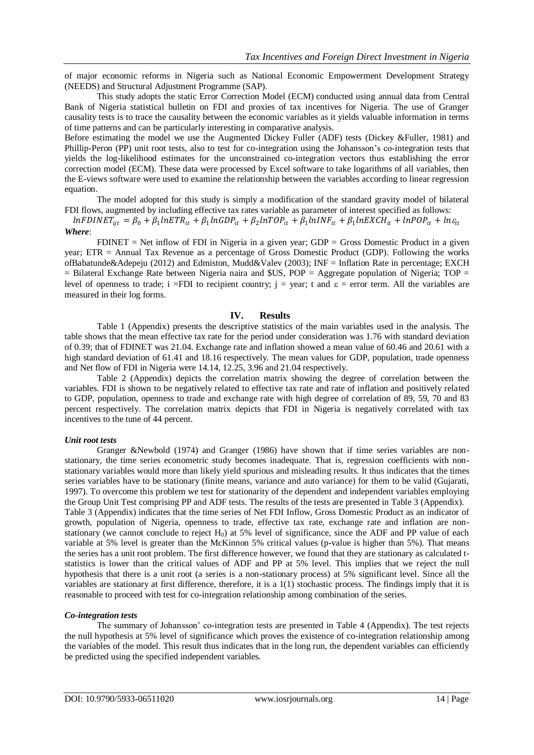of major economic reforms in Nigeria such as National Economic Empowerment Development Strategy (NEEDS) and Structural Adjustment Programme (SAP).

This study adopts the static Error Correction Model (ECM) conducted using annual data from Central Bank of Nigeria statistical bulletin on FDI and proxies of tax incentives for Nigeria. The use of Granger causality tests is to trace the causality between the economic variables as it yields valuable information in terms of time patterns and can be particularly interesting in comparative analysis.

Before estimating the model we use the Augmented Dickey Fuller (ADF) tests (Dickey &Fuller, 1981) and Phillip-Peron (PP) unit root tests, also to test for co-integration using the Johansson's co-integration tests that yields the log-likelihood estimates for the unconstrained co-integration vectors thus establishing the error correction model (ECM). These data were processed by Excel software to take logarithms of all variables, then the E-views software were used to examine the relationship between the variables according to linear regression equation.

The model adopted for this study is simply a modification of the standard gravity model of bilateral FDI flows, augmented by including effective tax rates variable as parameter of interest specified as follows:

$$lnFDINET_{ijt} = \beta_0 + \beta_1 lnETR_{it} + \beta_1 lnGDP_{it} + \beta_2 lnTOP_{it} + \beta_1 lnINF_{it} + \beta_1 lnEXCH_{it} + lnPOP_{it} + ln\varepsilon_{it}$$

***Where***:

FDINET = Net inflow of FDI in Nigeria in a given year; GDP = Gross Domestic Product in a given year; ETR = Annual Tax Revenue as a percentage of Gross Domestic Product (GDP). Following the works ofBabatunde&Adepeju (2012) and Edmiston, Mudd&Valev (2003); INF = Inflation Rate in percentage; EXCH = Bilateral Exchange Rate between Nigeria naira and $US, POP = Aggregate population of Nigeria; TOP = level of openness to trade; i =FDI to recipient country; j = year; t and ε = error term. All the variables are measured in their log forms.

## IV. Results

Table 1 (Appendix) presents the descriptive statistics of the main variables used in the analysis. The table shows that the mean effective tax rate for the period under consideration was 1.76 with standard deviation of 0.39; that of FDINET was 21.04. Exchange rate and inflation showed a mean value of 60.46 and 20.61 with a high standard deviation of 61.41 and 18.16 respectively. The mean values for GDP, population, trade openness and Net flow of FDI in Nigeria were 14.14, 12.25, 3.96 and 21.04 respectively.

Table 2 (Appendix) depicts the correlation matrix showing the degree of correlation between the variables. FDI is shown to be negatively related to effective tax rate and rate of inflation and positively related to GDP, population, openness to trade and exchange rate with high degree of correlation of 89, 59, 70 and 83 percent respectively. The correlation matrix depicts that FDI in Nigeria is negatively correlated with tax incentives to the tune of 44 percent.

### *Unit root tests*

Granger &Newbold (1974) and Granger (1986) have shown that if time series variables are non-stationary, the time series econometric study becomes inadequate. That is, regression coefficients with non-stationary variables would more than likely yield spurious and misleading results. It thus indicates that the times series variables have to be stationary (finite means, variance and auto variance) for them to be valid (Gujarati, 1997). To overcome this problem we test for stationarity of the dependent and independent variables employing the Group Unit Test comprising PP and ADF tests. The results of the tests are presented in Table 3 (Appendix).

Table 3 (Appendix) indicates that the time series of Net FDI Inflow, Gross Domestic Product as an indicator of growth, population of Nigeria, openness to trade, effective tax rate, exchange rate and inflation are non-stationary (we cannot conclude to reject $H_0$) at 5% level of significance, since the ADF and PP value of each variable at 5% level is greater than the McKinnon 5% critical values (p-value is higher than 5%). That means the series has a unit root problem. The first difference however, we found that they are stationary as calculated t-statistics is lower than the critical values of ADF and PP at 5% level. This implies that we reject the null hypothesis that there is a unit root (a series is a non-stationary process) at 5% significant level. Since all the variables are stationary at first difference, therefore, it is a 1(1) stochastic process. The findings imply that it is reasonable to proceed with test for co-integration relationship among combination of the series.

### *Co-integration tests*

The summary of Johansson' co-integration tests are presented in Table 4 (Appendix). The test rejects the null hypothesis at 5% level of significance which proves the existence of co-integration relationship among the variables of the model. This result thus indicates that in the long run, the dependent variables can efficiently be predicted using the specified independent variables.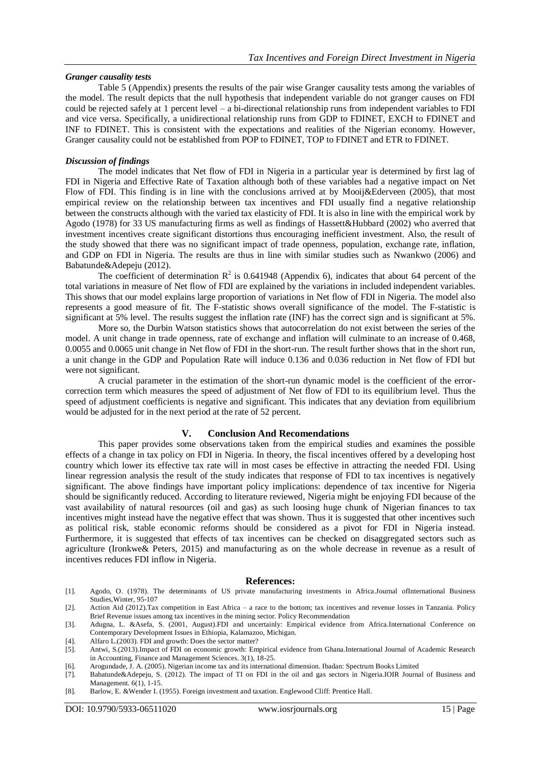### *Granger causality tests*

Table 5 (Appendix) presents the results of the pair wise Granger causality tests among the variables of the model. The result depicts that the null hypothesis that independent variable do not granger causes on FDI could be rejected safely at 1 percent level – a bi-directional relationship runs from independent variables to FDI and vice versa. Specifically, a unidirectional relationship runs from GDP to FDINET, EXCH to FDINET and INF to FDINET. This is consistent with the expectations and realities of the Nigerian economy. However, Granger causality could not be established from POP to FDINET, TOP to FDINET and ETR to FDINET.

### *Discussion of findings*

The model indicates that Net flow of FDI in Nigeria in a particular year is determined by first lag of FDI in Nigeria and Effective Rate of Taxation although both of these variables had a negative impact on Net Flow of FDI. This finding is in line with the conclusions arrived at by Mooij&Ederveen (2005), that most empirical review on the relationship between tax incentives and FDI usually find a negative relationship between the constructs although with the varied tax elasticity of FDI. It is also in line with the empirical work by Agodo (1978) for 33 US manufacturing firms as well as findings of Hassett&Hubbard (2002) who averred that investment incentives create significant distortions thus encouraging inefficient investment. Also, the result of the study showed that there was no significant impact of trade openness, population, exchange rate, inflation, and GDP on FDI in Nigeria. The results are thus in line with similar studies such as Nwankwo (2006) and Babatunde&Adepeju (2012).

The coefficient of determination $R^2$ is 0.641948 (Appendix 6), indicates that about 64 percent of the total variations in measure of Net flow of FDI are explained by the variations in included independent variables. This shows that our model explains large proportion of variations in Net flow of FDI in Nigeria. The model also represents a good measure of fit. The F-statistic shows overall significance of the model. The F-statistic is significant at 5% level. The results suggest the inflation rate (INF) has the correct sign and is significant at 5%.

More so, the Durbin Watson statistics shows that autocorrelation do not exist between the series of the model. A unit change in trade openness, rate of exchange and inflation will culminate to an increase of 0.468, 0.0055 and 0.0065 unit change in Net flow of FDI in the short-run. The result further shows that in the short run, a unit change in the GDP and Population Rate will induce 0.136 and 0.036 reduction in Net flow of FDI but were not significant.

A crucial parameter in the estimation of the short-run dynamic model is the coefficient of the error-correction term which measures the speed of adjustment of Net flow of FDI to its equilibrium level. Thus the speed of adjustment coefficients is negative and significant. This indicates that any deviation from equilibrium would be adjusted for in the next period at the rate of 52 percent.

## V. Conclusion And Recomendations

This paper provides some observations taken from the empirical studies and examines the possible effects of a change in tax policy on FDI in Nigeria. In theory, the fiscal incentives offered by a developing host country which lower its effective tax rate will in most cases be effective in attracting the needed FDI. Using linear regression analysis the result of the study indicates that response of FDI to tax incentives is negatively significant. The above findings have important policy implications: dependence of tax incentive for Nigeria should be significantly reduced. According to literature reviewed, Nigeria might be enjoying FDI because of the vast availability of natural resources (oil and gas) as such loosing huge chunk of Nigerian finances to tax incentives might instead have the negative effect that was shown. Thus it is suggested that other incentives such as political risk, stable economic reforms should be considered as a pivot for FDI in Nigeria instead. Furthermore, it is suggested that effects of tax incentives can be checked on disaggregated sectors such as agriculture (Ironkwe& Peters, 2015) and manufacturing as on the whole decrease in revenue as a result of incentives reduces FDI inflow in Nigeria.

## References:

[1]. Agodo, O. (1978). The determinants of US private manufacturing investments in Africa.Journal ofInternational Business Studies,Winter, 95-107

[2]. Action Aid (2012).Tax competition in East Africa – a race to the bottom; tax incentives and revenue losses in Tanzania. Policy Brief Revenue issues among tax incentives in the mining sector. Policy Recommendation

[3]. Adugna, L. &Asefa, S. (2001, August).FDI and uncertainly: Empirical evidence from Africa.International Conference on Contemporary Development Issues in Ethiopia, Kalamazoo, Michigan.

[4]. Alfaro L.(2003). FDI and growth: Does the sector matter?

[5]. Antwi, S.(2013).Impact of FDI on economic growth: Empirical evidence from Ghana.International Journal of Academic Research in Accounting, Finance and Management Sciences. 3(1), 18-25.

[6]. Arogundade, J. A. (2005). Nigerian income tax and its international dimension. Ibadan: Spectrum Books Limited

[7]. Babatunde&Adepeju, S. (2012). The impact of TI on FDI in the oil and gas sectors in Nigeria.IOIR Journal of Business and Management. 6(1), 1-15.

[8]. Barlow, E. &Wender I. (1955). Foreign investment and taxation. Englewood Cliff: Prentice Hall.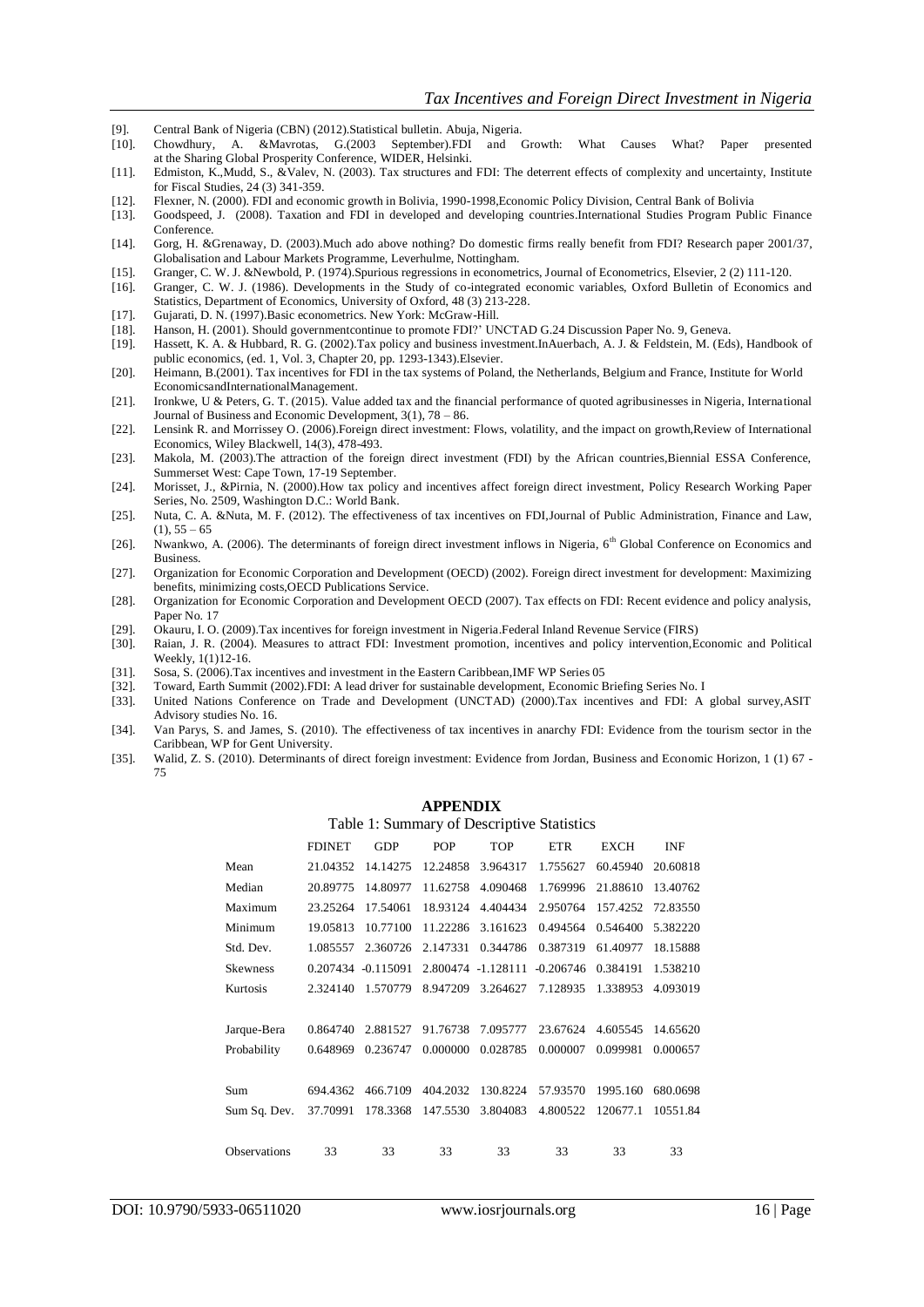[9]. Central Bank of Nigeria (CBN) (2012).Statistical bulletin. Abuja, Nigeria.

[10]. Chowdhury, A. &Mavrotas, G.(2003 September).FDI and Growth: What Causes What? Paper presented at the Sharing Global Prosperity Conference, WIDER, Helsinki.

[11]. Edmiston, K.,Mudd, S., &Valev, N. (2003). Tax structures and FDI: The deterrent effects of complexity and uncertainty, Institute for Fiscal Studies, 24 (3) 341-359.

[12]. Flexner, N. (2000). FDI and economic growth in Bolivia, 1990-1998,Economic Policy Division, Central Bank of Bolivia

[13]. Goodspeed, J. (2008). Taxation and FDI in developed and developing countries.International Studies Program Public Finance Conference.

[14]. Gorg, H. &Grenaway, D. (2003).Much ado above nothing? Do domestic firms really benefit from FDI? Research paper 2001/37, Globalisation and Labour Markets Programme, Leverhulme, Nottingham.

[15]. Granger, C. W. J. &Newbold, P. (1974).Spurious regressions in econometrics, Journal of Econometrics, Elsevier, 2 (2) 111-120.

[16]. Granger, C. W. J. (1986). Developments in the Study of co-integrated economic variables, Oxford Bulletin of Economics and Statistics, Department of Economics, University of Oxford, 48 (3) 213-228.

[17]. Gujarati, D. N. (1997).Basic econometrics. New York: McGraw-Hill.

[18]. Hanson, H. (2001). Should governmentcontinue to promote FDI?' UNCTAD G.24 Discussion Paper No. 9, Geneva.

[19]. Hassett, K. A. & Hubbard, R. G. (2002).Tax policy and business investment.InAuerbach, A. J. & Feldstein, M. (Eds), Handbook of public economics, (ed. 1, Vol. 3, Chapter 20, pp. 1293-1343).Elsevier.

[20]. Heimann, B.(2001). Tax incentives for FDI in the tax systems of Poland, the Netherlands, Belgium and France, Institute for World EconomicsandInternationalManagement.

[21]. Ironkwe, U & Peters, G. T. (2015). Value added tax and the financial performance of quoted agribusinesses in Nigeria, International Journal of Business and Economic Development, 3(1), 78 – 86.

[22]. Lensink R. and Morrissey O. (2006).Foreign direct investment: Flows, volatility, and the impact on growth,Review of International Economics, Wiley Blackwell, 14(3), 478-493.

[23]. Makola, M. (2003).The attraction of the foreign direct investment (FDI) by the African countries,Biennial ESSA Conference, Summerset West: Cape Town, 17-19 September.

[24]. Morisset, J., &Pirnia, N. (2000).How tax policy and incentives affect foreign direct investment, Policy Research Working Paper Series, No. 2509, Washington D.C.: World Bank.

[25]. Nuta, C. A. &Nuta, M. F. (2012). The effectiveness of tax incentives on FDI,Journal of Public Administration, Finance and Law, (1), 55 – 65

[26]. Nwankwo, A. (2006). The determinants of foreign direct investment inflows in Nigeria, 6th Global Conference on Economics and Business.

[27]. Organization for Economic Corporation and Development (OECD) (2002). Foreign direct investment for development: Maximizing benefits, minimizing costs,OECD Publications Service.

[28]. Organization for Economic Corporation and Development OECD (2007). Tax effects on FDI: Recent evidence and policy analysis, Paper No. 17

[29]. Okauru, I. O. (2009).Tax incentives for foreign investment in Nigeria.Federal Inland Revenue Service (FIRS)

[30]. Raian, J. R. (2004). Measures to attract FDI: Investment promotion, incentives and policy intervention,Economic and Political Weekly, 1(1)12-16.

[31]. Sosa, S. (2006).Tax incentives and investment in the Eastern Caribbean,IMF WP Series 05

[32]. Toward, Earth Summit (2002).FDI: A lead driver for sustainable development, Economic Briefing Series No. I

[33]. United Nations Conference on Trade and Development (UNCTAD) (2000).Tax incentives and FDI: A global survey,ASIT Advisory studies No. 16.

[34]. Van Parys, S. and James, S. (2010). The effectiveness of tax incentives in anarchy FDI: Evidence from the tourism sector in the Caribbean, WP for Gent University.

[35]. Walid, Z. S. (2010). Determinants of direct foreign investment: Evidence from Jordan, Business and Economic Horizon, 1 (1) 67 - 75

## APPENDIX

Table 1: Summary of Descriptive Statistics

| | FDINET | GDP | POP | TOP | ETR | EXCH | INF |
|---|---|---|---|---|---|---|---|
| Mean | 21.04352 | 14.14275 | 12.24858 | 3.964317 | 1.755627 | 60.45940 | 20.60818 |
| Median | 20.89775 | 14.80977 | 11.62758 | 4.090468 | 1.769996 | 21.88610 | 13.40762 |
| Maximum | 23.25264 | 17.54061 | 18.93124 | 4.404434 | 2.950764 | 157.4252 | 72.83550 |
| Minimum | 19.05813 | 10.77100 | 11.22286 | 3.161623 | 0.494564 | 0.546400 | 5.382220 |
| Std. Dev. | 1.085557 | 2.360726 | 2.147331 | 0.344786 | 0.387319 | 61.40977 | 18.15888 |
| Skewness | 0.207434 | -0.115091 | 2.800474 | -1.128111 | -0.206746 | 0.384191 | 1.538210 |
| Kurtosis | 2.324140 | 1.570779 | 8.947209 | 3.264627 | 7.128935 | 1.338953 | 4.093019 |
| Jarque-Bera | 0.864740 | 2.881527 | 91.76738 | 7.095777 | 23.67624 | 4.605545 | 14.65620 |
| Probability | 0.648969 | 0.236747 | 0.000000 | 0.028785 | 0.000007 | 0.099981 | 0.000657 |
| Sum | 694.4362 | 466.7109 | 404.2032 | 130.8224 | 57.93570 | 1995.160 | 680.0698 |
| Sum Sq. Dev. | 37.70991 | 178.3368 | 147.5530 | 3.804083 | 4.800522 | 120677.1 | 10551.84 |
| Observations | 33 | 33 | 33 | 33 | 33 | 33 | 33 |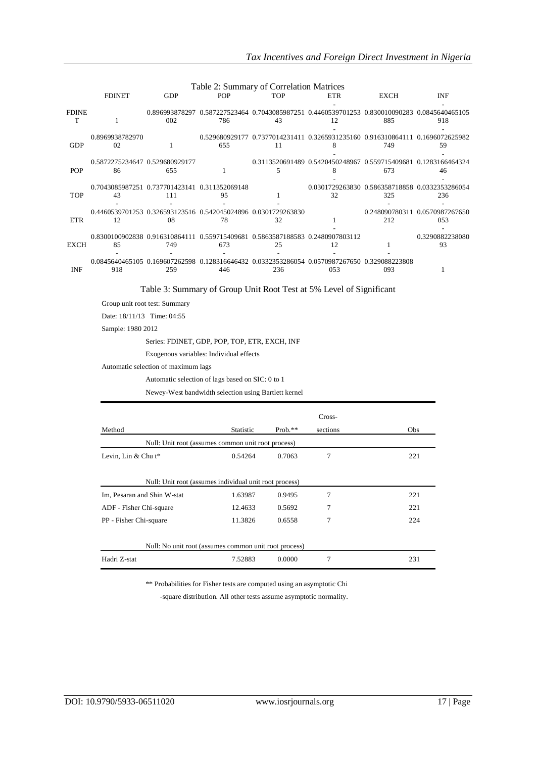Table 2: Summary of Correlation Matrices

| | FDINET | GDP | POP | TOP | ETR | EXCH | INF |
|---|---|---|---|---|---|---|---|
| FDINET | 1 | 0.896993878297002 | 0.587227523464786 | 0.704308598725143 | -0.446053970125312 | 0.830010090283885 | -0.0845640465105918 |
| GDP | 0.896993878297002 | 1 | 0.529680929177655 | 0.737701423141111 | -0.32659312351608 | 0.916310864111749 | -0.169607262598259 |
| POP | 0.587227523464786 | 0.529680929177655 | 1 | 0.31135206914895 | -0.54204502489678 | 0.559715409681673 | -0.128316646432446 |
| TOP | 0.704308598725143 | 0.737701423141111 | 0.31135206914895 | 1 | -0.030172926383032 | -0.586358718858325 | -0.0332353286054236 |
| ETR | -0.446053970125312 | -0.32659312351608 | -0.54204502489678 | -0.030172926383032 | 1 | -0.248090780311212 | -0.0570987267650053 |
| EXCH | 0.830010090283885 | 0.916310864111749 | 0.559715409681673 | -0.586358718858325 | -0.248090780311212 | 1 | -0.329088223808093 |
| INF | -0.0845640465105918 | -0.169607262598259 | -0.128316646432446 | -0.0332353286054236 | -0.0570987267650053 | -0.329088223808093 | 1 |

Table 3: Summary of Group Unit Root Test at 5% Level of Significant

Group unit root test: Summary

Date: 18/11/13 Time: 04:55

Sample: 1980 2012

Series: FDINET, GDP, POP, TOP, ETR, EXCH, INF

Exogenous variables: Individual effects

Automatic selection of maximum lags

Automatic selection of lags based on SIC: 0 to 1

Newey-West bandwidth selection using Bartlett kernel

| Method | Statistic | Prob.** | Cross-sections | Obs |
|---|---|---|---|---|
| Null: Unit root (assumes common unit root process) | | | | |
| Levin, Lin & Chu t* | 0.54264 | 0.7063 | 7 | 221 |
| Null: Unit root (assumes individual unit root process) | | | | |
| Im, Pesaran and Shin W-stat | 1.63987 | 0.9495 | 7 | 221 |
| ADF - Fisher Chi-square | 12.4633 | 0.5692 | 7 | 221 |
| PP - Fisher Chi-square | 11.3826 | 0.6558 | 7 | 224 |
| Null: No unit root (assumes common unit root process) | | | | |
| Hadri Z-stat | 7.52883 | 0.0000 | 7 | 231 |

** Probabilities for Fisher tests are computed using an asymptotic Chi -square distribution. All other tests assume asymptotic normality.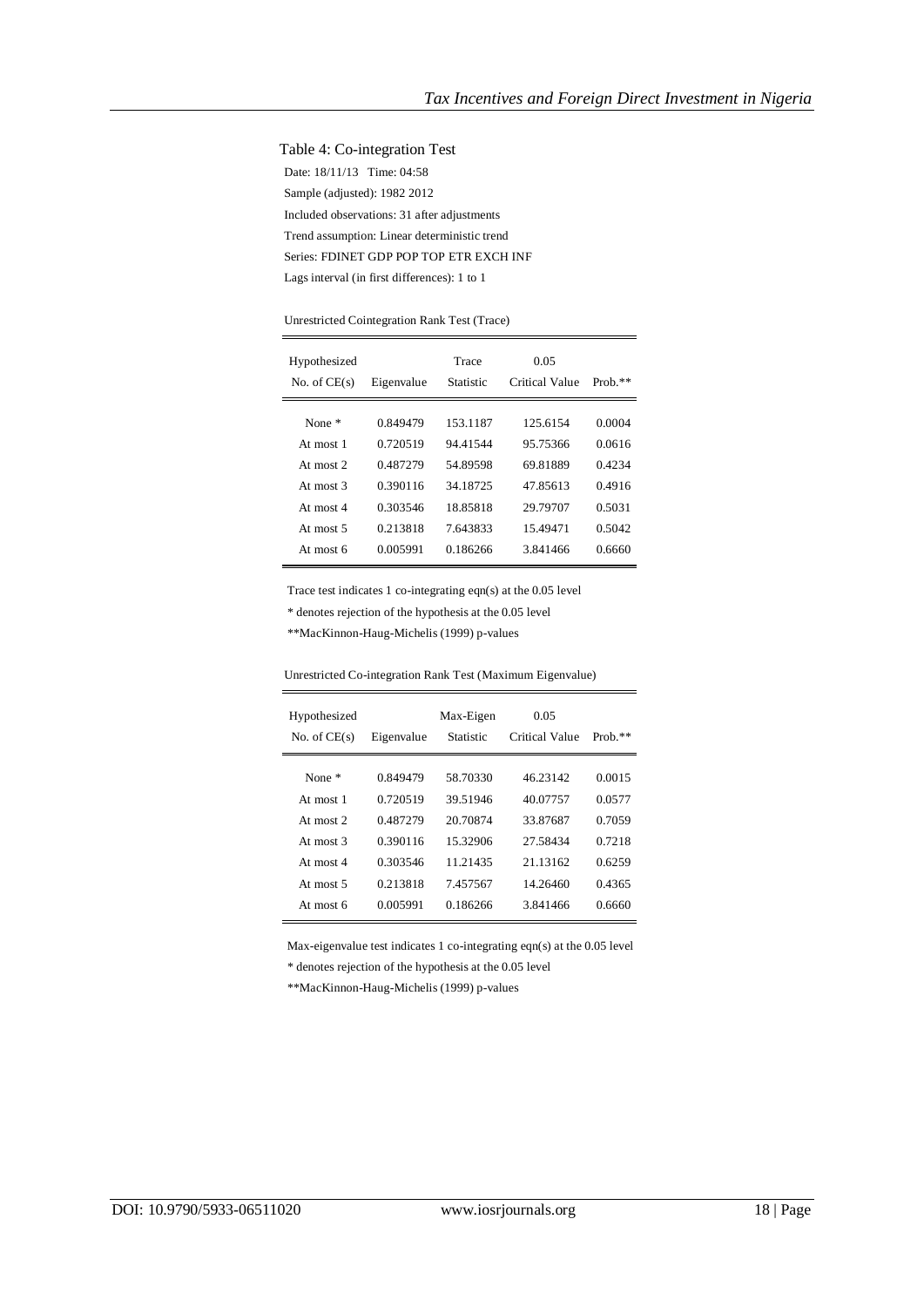Table 4: Co-integration Test

Date: 18/11/13 Time: 04:58

Sample (adjusted): 1982 2012

Included observations: 31 after adjustments

Trend assumption: Linear deterministic trend

Series: FDINET GDP POP TOP ETR EXCH INF

Lags interval (in first differences): 1 to 1

Unrestricted Cointegration Rank Test (Trace)

| Hypothesized No. of CE(s) | Eigenvalue | Trace Statistic | 0.05 Critical Value | Prob.** |
|---|---|---|---|---|
| None * | 0.849479 | 153.1187 | 125.6154 | 0.0004 |
| At most 1 | 0.720519 | 94.41544 | 95.75366 | 0.0616 |
| At most 2 | 0.487279 | 54.89598 | 69.81889 | 0.4234 |
| At most 3 | 0.390116 | 34.18725 | 47.85613 | 0.4916 |
| At most 4 | 0.303546 | 18.85818 | 29.79707 | 0.5031 |
| At most 5 | 0.213818 | 7.643833 | 15.49471 | 0.5042 |
| At most 6 | 0.005991 | 0.186266 | 3.841466 | 0.6660 |

Trace test indicates 1 co-integrating eqn(s) at the 0.05 level

* denotes rejection of the hypothesis at the 0.05 level

**MacKinnon-Haug-Michelis (1999) p-values

Unrestricted Co-integration Rank Test (Maximum Eigenvalue)

| Hypothesized No. of CE(s) | Eigenvalue | Max-Eigen Statistic | 0.05 Critical Value | Prob.** |
|---|---|---|---|---|
| None * | 0.849479 | 58.70330 | 46.23142 | 0.0015 |
| At most 1 | 0.720519 | 39.51946 | 40.07757 | 0.0577 |
| At most 2 | 0.487279 | 20.70874 | 33.87687 | 0.7059 |
| At most 3 | 0.390116 | 15.32906 | 27.58434 | 0.7218 |
| At most 4 | 0.303546 | 11.21435 | 21.13162 | 0.6259 |
| At most 5 | 0.213818 | 7.457567 | 14.26460 | 0.4365 |
| At most 6 | 0.005991 | 0.186266 | 3.841466 | 0.6660 |

Max-eigenvalue test indicates 1 co-integrating eqn(s) at the 0.05 level

* denotes rejection of the hypothesis at the 0.05 level

**MacKinnon-Haug-Michelis (1999) p-values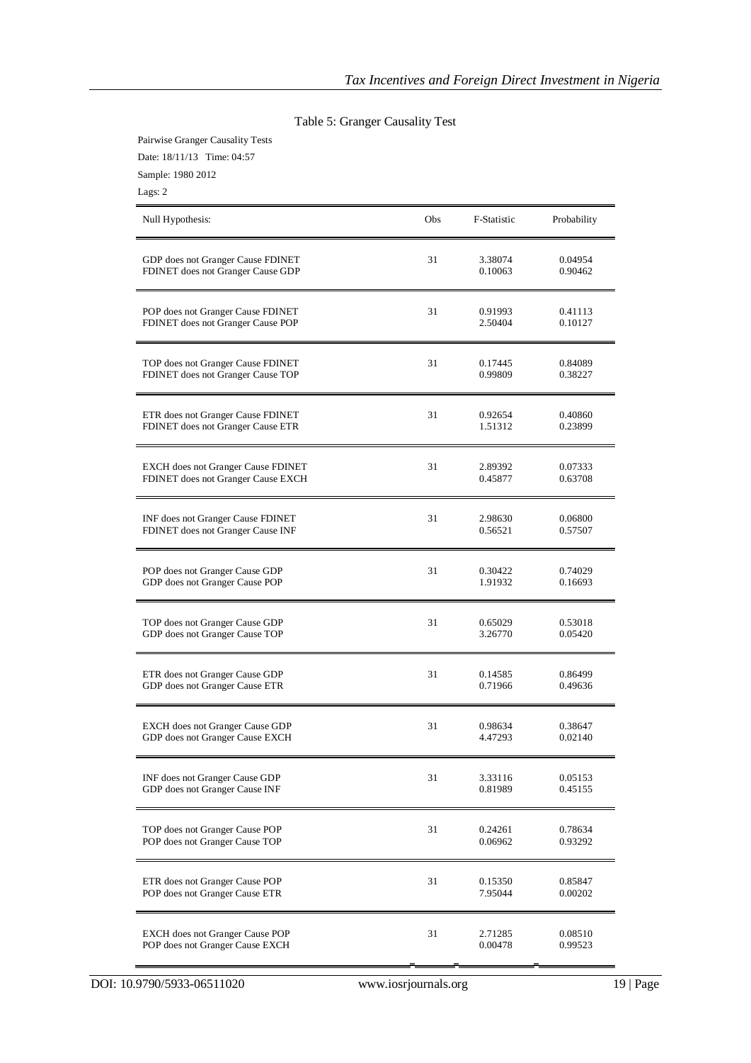Table 5: Granger Causality Test

Pairwise Granger Causality Tests

Date: 18/11/13 Time: 04:57

Sample: 1980 2012

Lags: 2

| Null Hypothesis: | Obs | F-Statistic | Probability |
|---|---|---|---|
| GDP does not Granger Cause FDINET | 31 | 3.38074 | 0.04954 |
| FDINET does not Granger Cause GDP | | 0.10063 | 0.90462 |
| POP does not Granger Cause FDINET | 31 | 0.91993 | 0.41113 |
| FDINET does not Granger Cause POP | | 2.50404 | 0.10127 |
| TOP does not Granger Cause FDINET | 31 | 0.17445 | 0.84089 |
| FDINET does not Granger Cause TOP | | 0.99809 | 0.38227 |
| ETR does not Granger Cause FDINET | 31 | 0.92654 | 0.40860 |
| FDINET does not Granger Cause ETR | | 1.51312 | 0.23899 |
| EXCH does not Granger Cause FDINET | 31 | 2.89392 | 0.07333 |
| FDINET does not Granger Cause EXCH | | 0.45877 | 0.63708 |
| INF does not Granger Cause FDINET | 31 | 2.98630 | 0.06800 |
| FDINET does not Granger Cause INF | | 0.56521 | 0.57507 |
| POP does not Granger Cause GDP | 31 | 0.30422 | 0.74029 |
| GDP does not Granger Cause POP | | 1.91932 | 0.16693 |
| TOP does not Granger Cause GDP | 31 | 0.65029 | 0.53018 |
| GDP does not Granger Cause TOP | | 3.26770 | 0.05420 |
| ETR does not Granger Cause GDP | 31 | 0.14585 | 0.86499 |
| GDP does not Granger Cause ETR | | 0.71966 | 0.49636 |
| EXCH does not Granger Cause GDP | 31 | 0.98634 | 0.38647 |
| GDP does not Granger Cause EXCH | | 4.47293 | 0.02140 |
| INF does not Granger Cause GDP | 31 | 3.33116 | 0.05153 |
| GDP does not Granger Cause INF | | 0.81989 | 0.45155 |
| TOP does not Granger Cause POP | 31 | 0.24261 | 0.78634 |
| POP does not Granger Cause TOP | | 0.06962 | 0.93292 |
| ETR does not Granger Cause POP | 31 | 0.15350 | 0.85847 |
| POP does not Granger Cause ETR | | 7.95044 | 0.00202 |
| EXCH does not Granger Cause POP | 31 | 2.71285 | 0.08510 |
| POP does not Granger Cause EXCH | | 0.00478 | 0.99523 |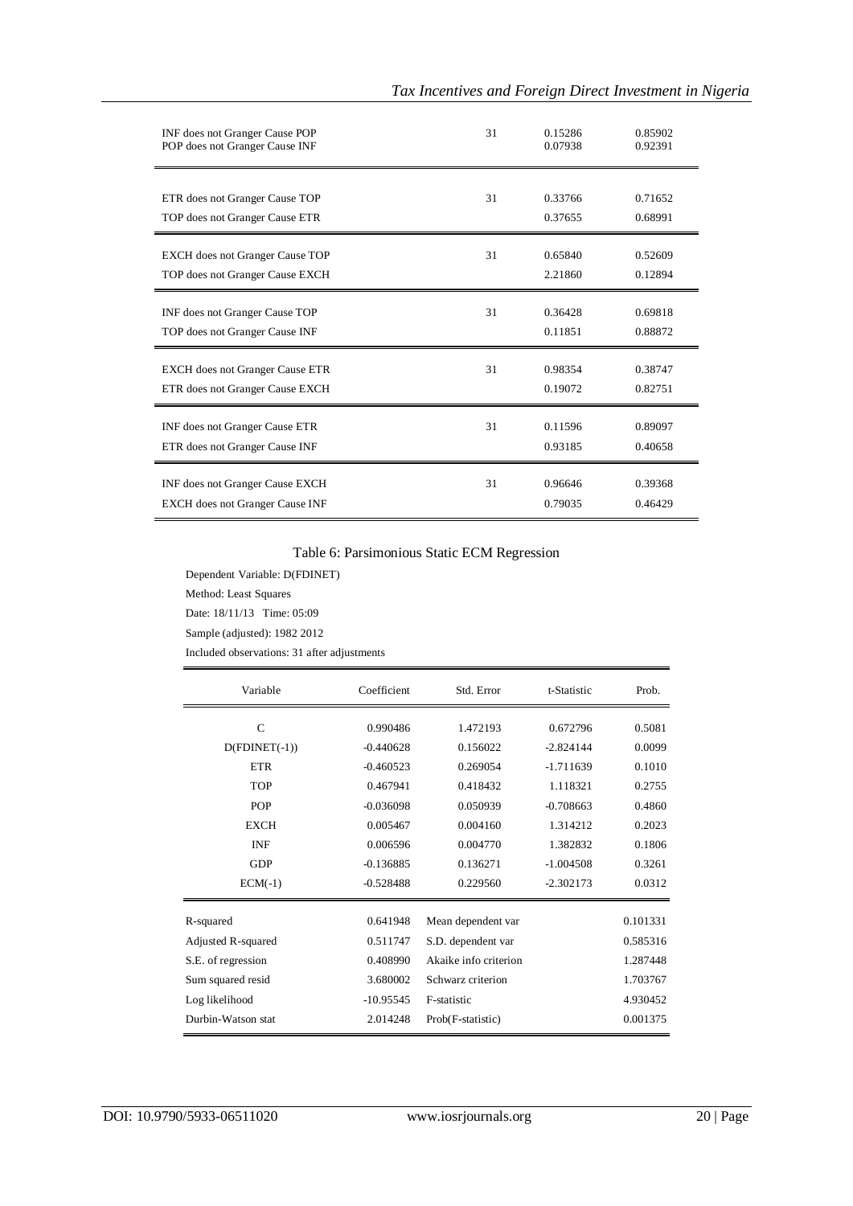| | | | |
|---|---|---|---|
| INF does not Granger Cause POP | 31 | 0.15286 | 0.85902 |
| POP does not Granger Cause INF | | 0.07938 | 0.92391 |
| ETR does not Granger Cause TOP | 31 | 0.33766 | 0.71652 |
| TOP does not Granger Cause ETR | | 0.37655 | 0.68991 |
| EXCH does not Granger Cause TOP | 31 | 0.65840 | 0.52609 |
| TOP does not Granger Cause EXCH | | 2.21860 | 0.12894 |
| INF does not Granger Cause TOP | 31 | 0.36428 | 0.69818 |
| TOP does not Granger Cause INF | | 0.11851 | 0.88872 |
| EXCH does not Granger Cause ETR | 31 | 0.98354 | 0.38747 |
| ETR does not Granger Cause EXCH | | 0.19072 | 0.82751 |
| INF does not Granger Cause ETR | 31 | 0.11596 | 0.89097 |
| ETR does not Granger Cause INF | | 0.93185 | 0.40658 |
| INF does not Granger Cause EXCH | 31 | 0.96646 | 0.39368 |
| EXCH does not Granger Cause INF | | 0.79035 | 0.46429 |

Table 6: Parsimonious Static ECM Regression

Dependent Variable: D(FDINET)
Method: Least Squares
Date: 18/11/13 Time: 05:09
Sample (adjusted): 1982 2012
Included observations: 31 after adjustments

| Variable | Coefficient | Std. Error | t-Statistic | Prob. |
|---|---|---|---|---|
| C | 0.990486 | 1.472193 | 0.672796 | 0.5081 |
| D(FDINET(-1)) | -0.440628 | 0.156022 | -2.824144 | 0.0099 |
| ETR | -0.460523 | 0.269054 | -1.711639 | 0.1010 |
| TOP | 0.467941 | 0.418432 | 1.118321 | 0.2755 |
| POP | -0.036098 | 0.050939 | -0.708663 | 0.4860 |
| EXCH | 0.005467 | 0.004160 | 1.314212 | 0.2023 |
| INF | 0.006596 | 0.004770 | 1.382832 | 0.1806 |
| GDP | -0.136885 | 0.136271 | -1.004508 | 0.3261 |
| ECM(-1) | -0.528488 | 0.229560 | -2.302173 | 0.0312 |

| | | | |
|---|---|---|---|
| R-squared | 0.641948 | Mean dependent var | 0.101331 |
| Adjusted R-squared | 0.511747 | S.D. dependent var | 0.585316 |
| S.E. of regression | 0.408990 | Akaike info criterion | 1.287448 |
| Sum squared resid | 3.680002 | Schwarz criterion | 1.703767 |
| Log likelihood | -10.95545 | F-statistic | 4.930452 |
| Durbin-Watson stat | 2.014248 | Prob(F-statistic) | 0.001375 |